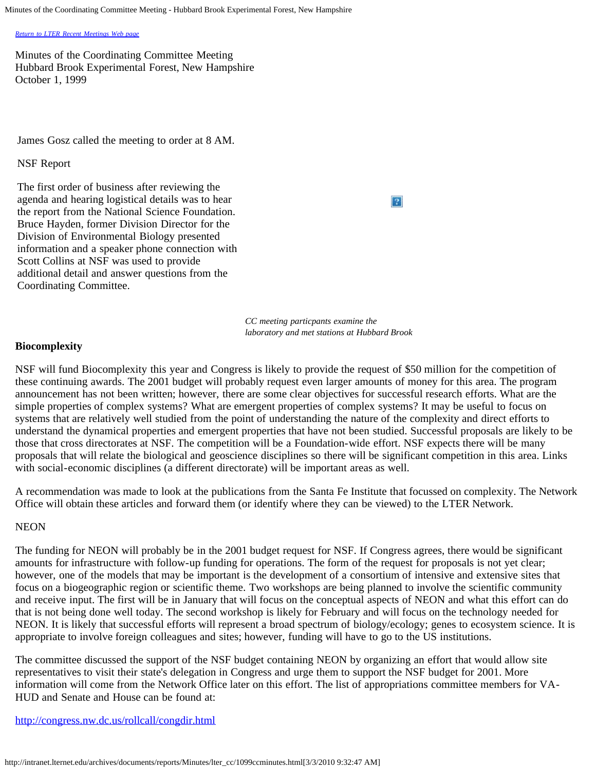Return to LTER Recent Meetings Web page

Minutes of the Coordinating Committee Meeting
Hubbard Brook Experimental Forest, New Hampshire
October 1, 1999

James Gosz called the meeting to order at 8 AM.

NSF Report

The first order of business after reviewing the agenda and hearing logistical details was to hear the report from the National Science Foundation. Bruce Hayden, former Division Director for the Division of Environmental Biology presented information and a speaker phone connection with Scott Collins at NSF was used to provide additional detail and answer questions from the Coordinating Committee.

*CC meeting particpants examine the laboratory and met stations at Hubbard Brook*

**Biocomplexity**

NSF will fund Biocomplexity this year and Congress is likely to provide the request of $50 million for the competition of these continuing awards. The 2001 budget will probably request even larger amounts of money for this area. The program announcement has not been written; however, there are some clear objectives for successful research efforts. What are the simple properties of complex systems? What are emergent properties of complex systems? It may be useful to focus on systems that are relatively well studied from the point of understanding the nature of the complexity and direct efforts to understand the dynamical properties and emergent properties that have not been studied. Successful proposals are likely to be those that cross directorates at NSF. The competition will be a Foundation-wide effort. NSF expects there will be many proposals that will relate the biological and geoscience disciplines so there will be significant competition in this area. Links with social-economic disciplines (a different directorate) will be important areas as well.

A recommendation was made to look at the publications from the Santa Fe Institute that focussed on complexity. The Network Office will obtain these articles and forward them (or identify where they can be viewed) to the LTER Network.

NEON

The funding for NEON will probably be in the 2001 budget request for NSF. If Congress agrees, there would be significant amounts for infrastructure with follow-up funding for operations. The form of the request for proposals is not yet clear; however, one of the models that may be important is the development of a consortium of intensive and extensive sites that focus on a biogeographic region or scientific theme. Two workshops are being planned to involve the scientific community and receive input. The first will be in January that will focus on the conceptual aspects of NEON and what this effort can do that is not being done well today. The second workshop is likely for February and will focus on the technology needed for NEON. It is likely that successful efforts will represent a broad spectrum of biology/ecology; genes to ecosystem science. It is appropriate to involve foreign colleagues and sites; however, funding will have to go to the US institutions.

The committee discussed the support of the NSF budget containing NEON by organizing an effort that would allow site representatives to visit their state's delegation in Congress and urge them to support the NSF budget for 2001. More information will come from the Network Office later on this effort. The list of appropriations committee members for VA-HUD and Senate and House can be found at:

http://congress.nw.dc.us/rollcall/congdir.html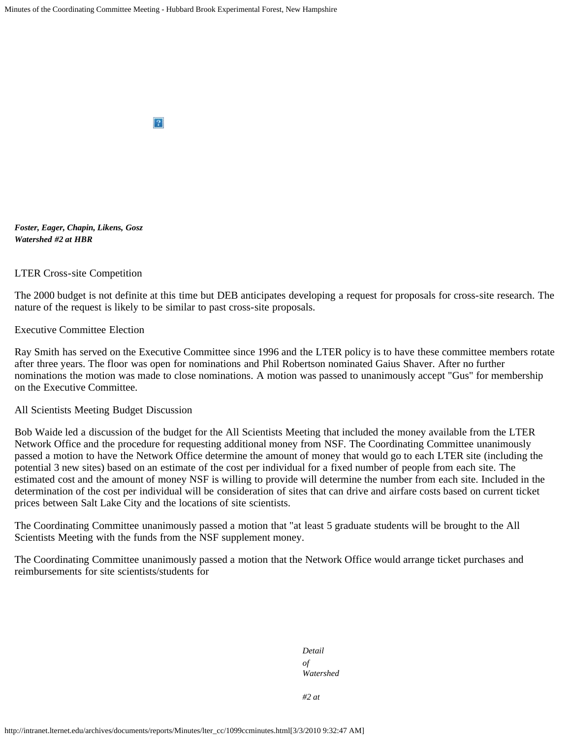***Foster, Eager, Chapin, Likens, Gosz***
***Watershed #2 at HBR***

LTER Cross-site Competition

The 2000 budget is not definite at this time but DEB anticipates developing a request for proposals for cross-site research. The nature of the request is likely to be similar to past cross-site proposals.

Executive Committee Election

Ray Smith has served on the Executive Committee since 1996 and the LTER policy is to have these committee members rotate after three years. The floor was open for nominations and Phil Robertson nominated Gaius Shaver. After no further nominations the motion was made to close nominations. A motion was passed to unanimously accept "Gus" for membership on the Executive Committee.

All Scientists Meeting Budget Discussion

Bob Waide led a discussion of the budget for the All Scientists Meeting that included the money available from the LTER Network Office and the procedure for requesting additional money from NSF. The Coordinating Committee unanimously passed a motion to have the Network Office determine the amount of money that would go to each LTER site (including the potential 3 new sites) based on an estimate of the cost per individual for a fixed number of people from each site. The estimated cost and the amount of money NSF is willing to provide will determine the number from each site. Included in the determination of the cost per individual will be consideration of sites that can drive and airfare costs based on current ticket prices between Salt Lake City and the locations of site scientists.

The Coordinating Committee unanimously passed a motion that "at least 5 graduate students will be brought to the All Scientists Meeting with the funds from the NSF supplement money.

The Coordinating Committee unanimously passed a motion that the Network Office would arrange ticket purchases and reimbursements for site scientists/students for

*Detail of Watershed #2 at*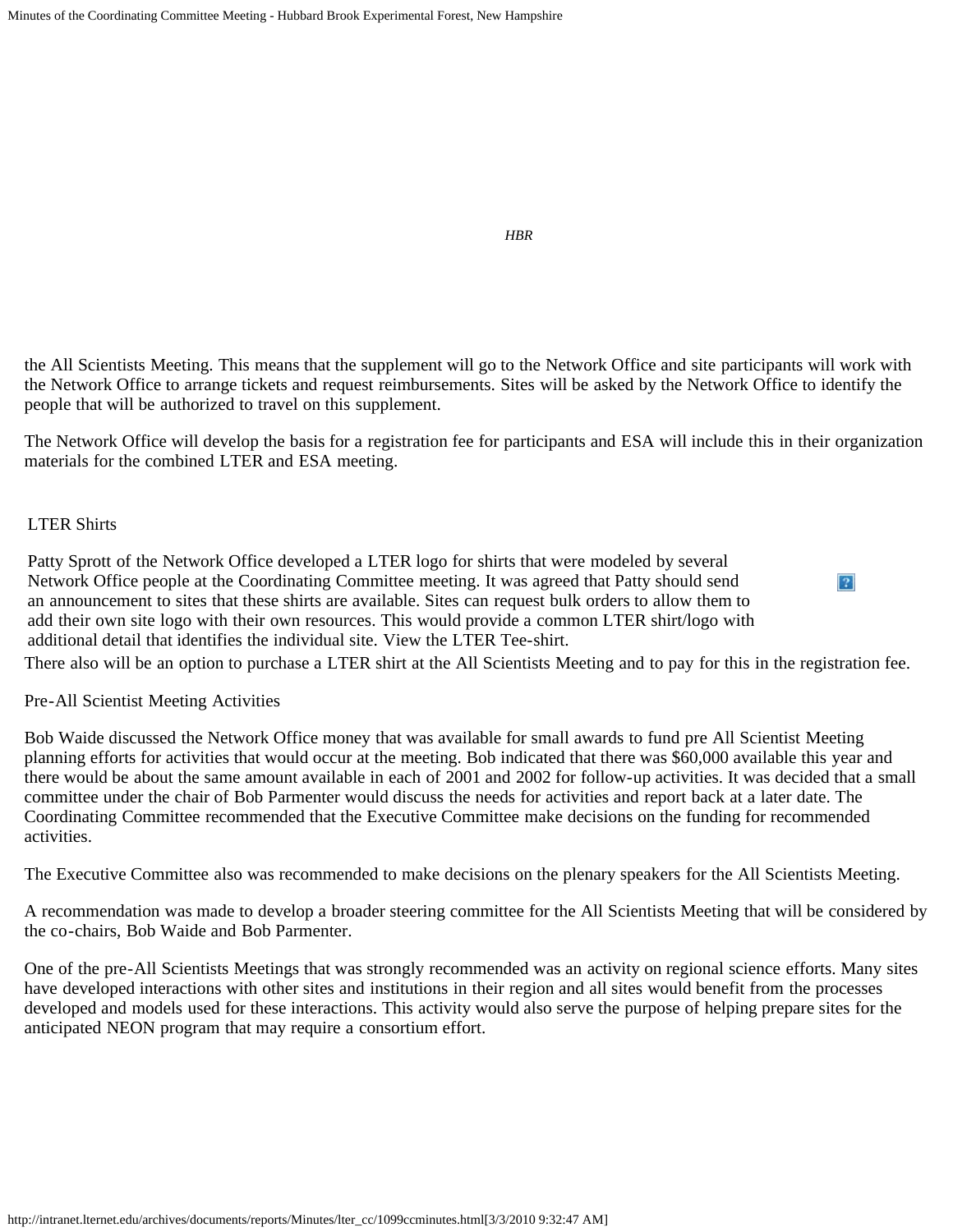*HBR*

the All Scientists Meeting. This means that the supplement will go to the Network Office and site participants will work with the Network Office to arrange tickets and request reimbursements. Sites will be asked by the Network Office to identify the people that will be authorized to travel on this supplement.

The Network Office will develop the basis for a registration fee for participants and ESA will include this in their organization materials for the combined LTER and ESA meeting.

## LTER Shirts

Patty Sprott of the Network Office developed a LTER logo for shirts that were modeled by several Network Office people at the Coordinating Committee meeting. It was agreed that Patty should send an announcement to sites that these shirts are available. Sites can request bulk orders to allow them to add their own site logo with their own resources. This would provide a common LTER shirt/logo with additional detail that identifies the individual site. View the LTER Tee-shirt.

There also will be an option to purchase a LTER shirt at the All Scientists Meeting and to pay for this in the registration fee.

## Pre-All Scientist Meeting Activities

Bob Waide discussed the Network Office money that was available for small awards to fund pre All Scientist Meeting planning efforts for activities that would occur at the meeting. Bob indicated that there was $60,000 available this year and there would be about the same amount available in each of 2001 and 2002 for follow-up activities. It was decided that a small committee under the chair of Bob Parmenter would discuss the needs for activities and report back at a later date. The Coordinating Committee recommended that the Executive Committee make decisions on the funding for recommended activities.

The Executive Committee also was recommended to make decisions on the plenary speakers for the All Scientists Meeting.

A recommendation was made to develop a broader steering committee for the All Scientists Meeting that will be considered by the co-chairs, Bob Waide and Bob Parmenter.

One of the pre-All Scientists Meetings that was strongly recommended was an activity on regional science efforts. Many sites have developed interactions with other sites and institutions in their region and all sites would benefit from the processes developed and models used for these interactions. This activity would also serve the purpose of helping prepare sites for the anticipated NEON program that may require a consortium effort.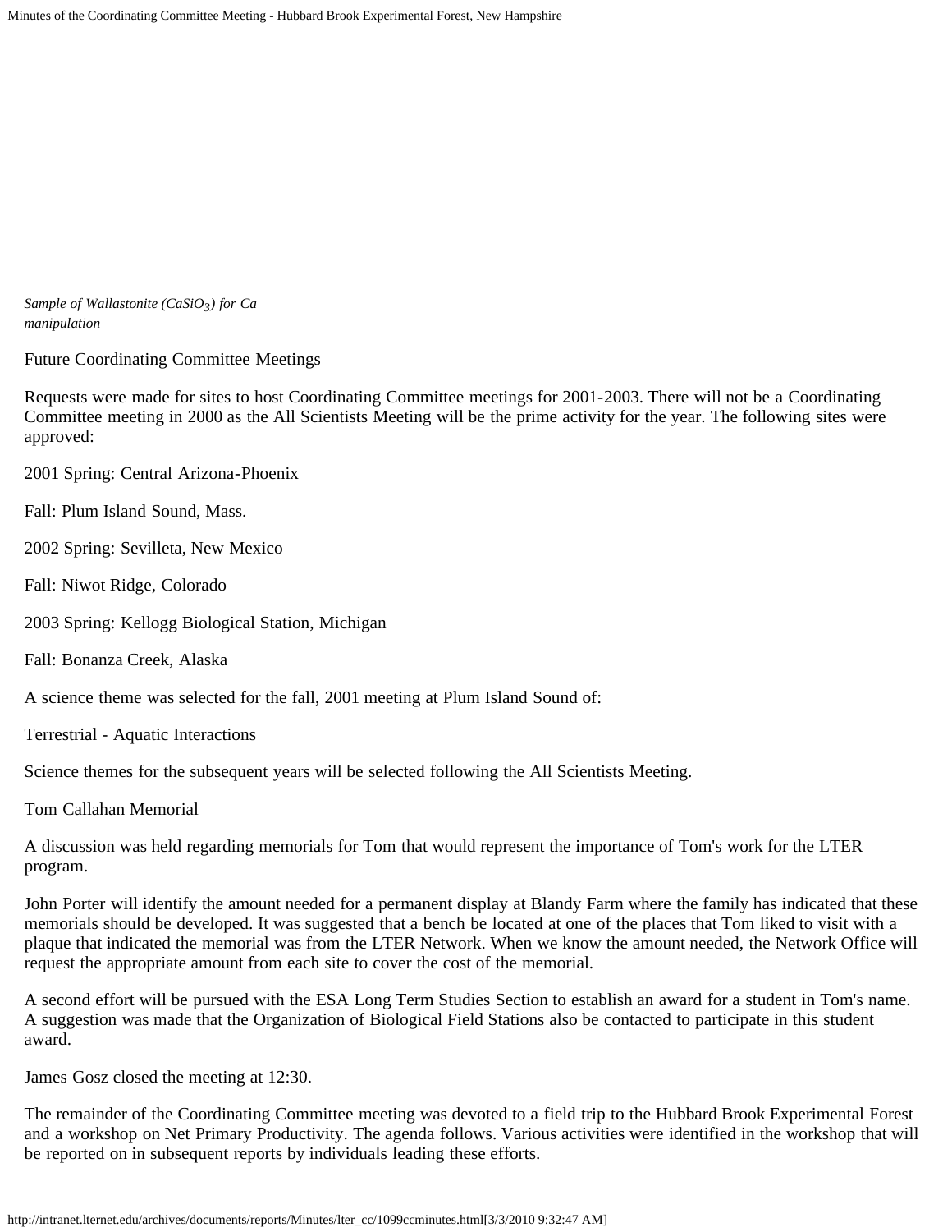*Sample of Wallastonite ($CaSiO_3$) for Ca manipulation*

Future Coordinating Committee Meetings

Requests were made for sites to host Coordinating Committee meetings for 2001-2003. There will not be a Coordinating Committee meeting in 2000 as the All Scientists Meeting will be the prime activity for the year. The following sites were approved:

2001 Spring: Central Arizona-Phoenix

Fall: Plum Island Sound, Mass.

2002 Spring: Sevilleta, New Mexico

Fall: Niwot Ridge, Colorado

2003 Spring: Kellogg Biological Station, Michigan

Fall: Bonanza Creek, Alaska

A science theme was selected for the fall, 2001 meeting at Plum Island Sound of:

Terrestrial - Aquatic Interactions

Science themes for the subsequent years will be selected following the All Scientists Meeting.

Tom Callahan Memorial

A discussion was held regarding memorials for Tom that would represent the importance of Tom's work for the LTER program.

John Porter will identify the amount needed for a permanent display at Blandy Farm where the family has indicated that these memorials should be developed. It was suggested that a bench be located at one of the places that Tom liked to visit with a plaque that indicated the memorial was from the LTER Network. When we know the amount needed, the Network Office will request the appropriate amount from each site to cover the cost of the memorial.

A second effort will be pursued with the ESA Long Term Studies Section to establish an award for a student in Tom's name. A suggestion was made that the Organization of Biological Field Stations also be contacted to participate in this student award.

James Gosz closed the meeting at 12:30.

The remainder of the Coordinating Committee meeting was devoted to a field trip to the Hubbard Brook Experimental Forest and a workshop on Net Primary Productivity. The agenda follows. Various activities were identified in the workshop that will be reported on in subsequent reports by individuals leading these efforts.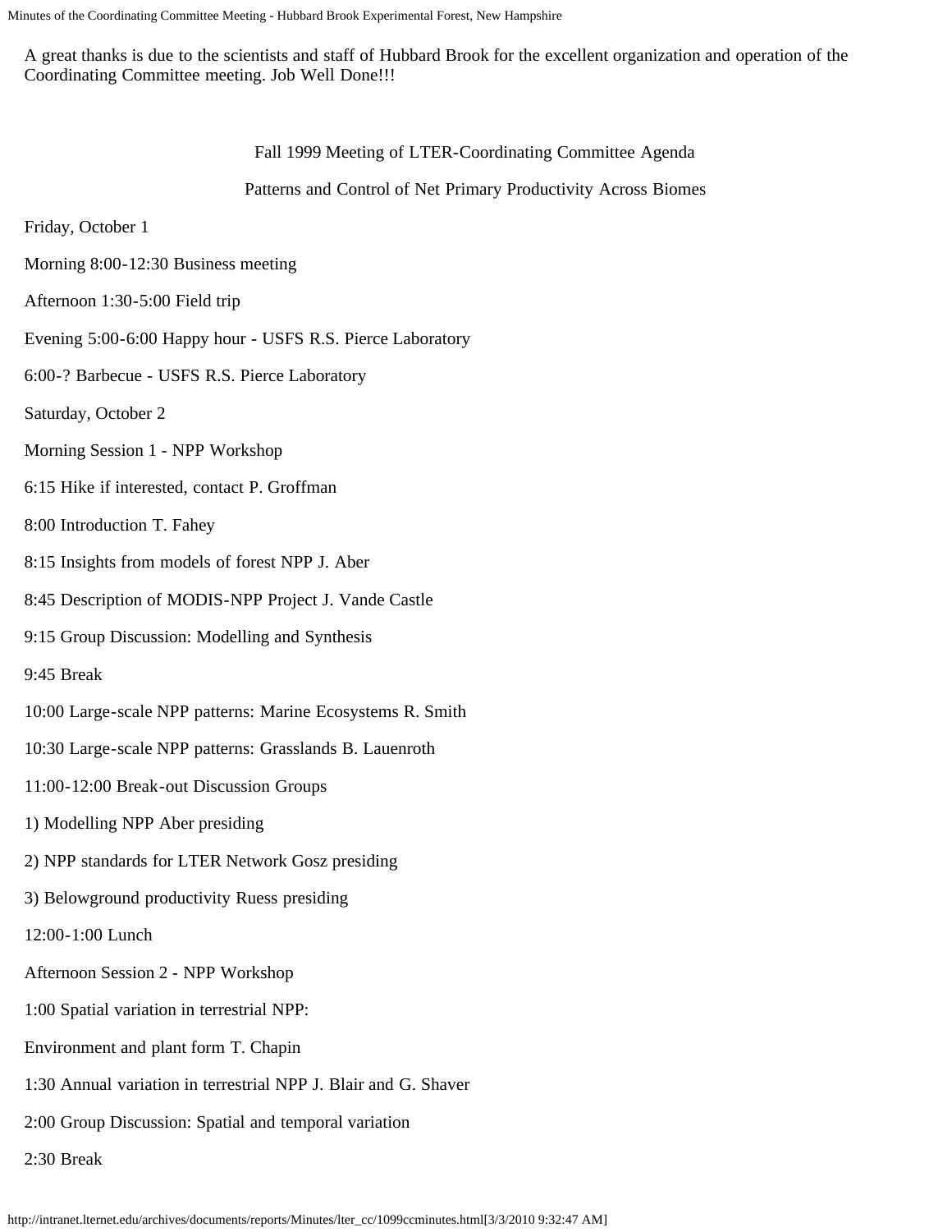A great thanks is due to the scientists and staff of Hubbard Brook for the excellent organization and operation of the Coordinating Committee meeting. Job Well Done!!!

## Fall 1999 Meeting of LTER-Coordinating Committee Agenda

### Patterns and Control of Net Primary Productivity Across Biomes

Friday, October 1

Morning 8:00-12:30 Business meeting

Afternoon 1:30-5:00 Field trip

Evening 5:00-6:00 Happy hour - USFS R.S. Pierce Laboratory

6:00-? Barbecue - USFS R.S. Pierce Laboratory

Saturday, October 2

Morning Session 1 - NPP Workshop

6:15 Hike if interested, contact P. Groffman

8:00 Introduction T. Fahey

8:15 Insights from models of forest NPP J. Aber

8:45 Description of MODIS-NPP Project J. Vande Castle

9:15 Group Discussion: Modelling and Synthesis

9:45 Break

10:00 Large-scale NPP patterns: Marine Ecosystems R. Smith

10:30 Large-scale NPP patterns: Grasslands B. Lauenroth

11:00-12:00 Break-out Discussion Groups

1) Modelling NPP Aber presiding

2) NPP standards for LTER Network Gosz presiding

3) Belowground productivity Ruess presiding

12:00-1:00 Lunch

Afternoon Session 2 - NPP Workshop

1:00 Spatial variation in terrestrial NPP:

Environment and plant form T. Chapin

1:30 Annual variation in terrestrial NPP J. Blair and G. Shaver

2:00 Group Discussion: Spatial and temporal variation

2:30 Break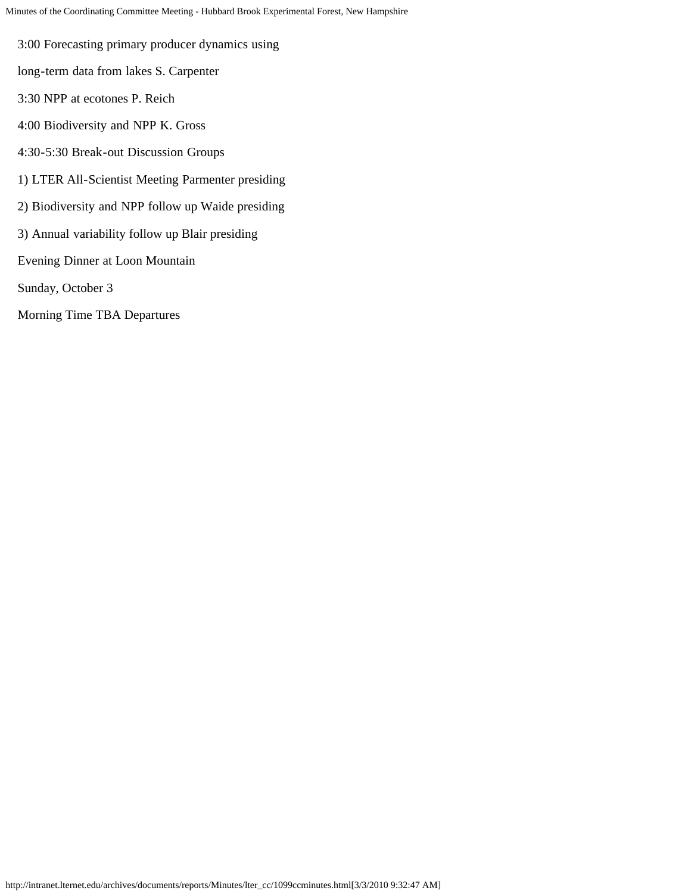3:00 Forecasting primary producer dynamics using

long-term data from lakes S. Carpenter

3:30 NPP at ecotones P. Reich

4:00 Biodiversity and NPP K. Gross

4:30-5:30 Break-out Discussion Groups

1) LTER All-Scientist Meeting Parmenter presiding

2) Biodiversity and NPP follow up Waide presiding

3) Annual variability follow up Blair presiding

Evening Dinner at Loon Mountain

Sunday, October 3

Morning Time TBA Departures